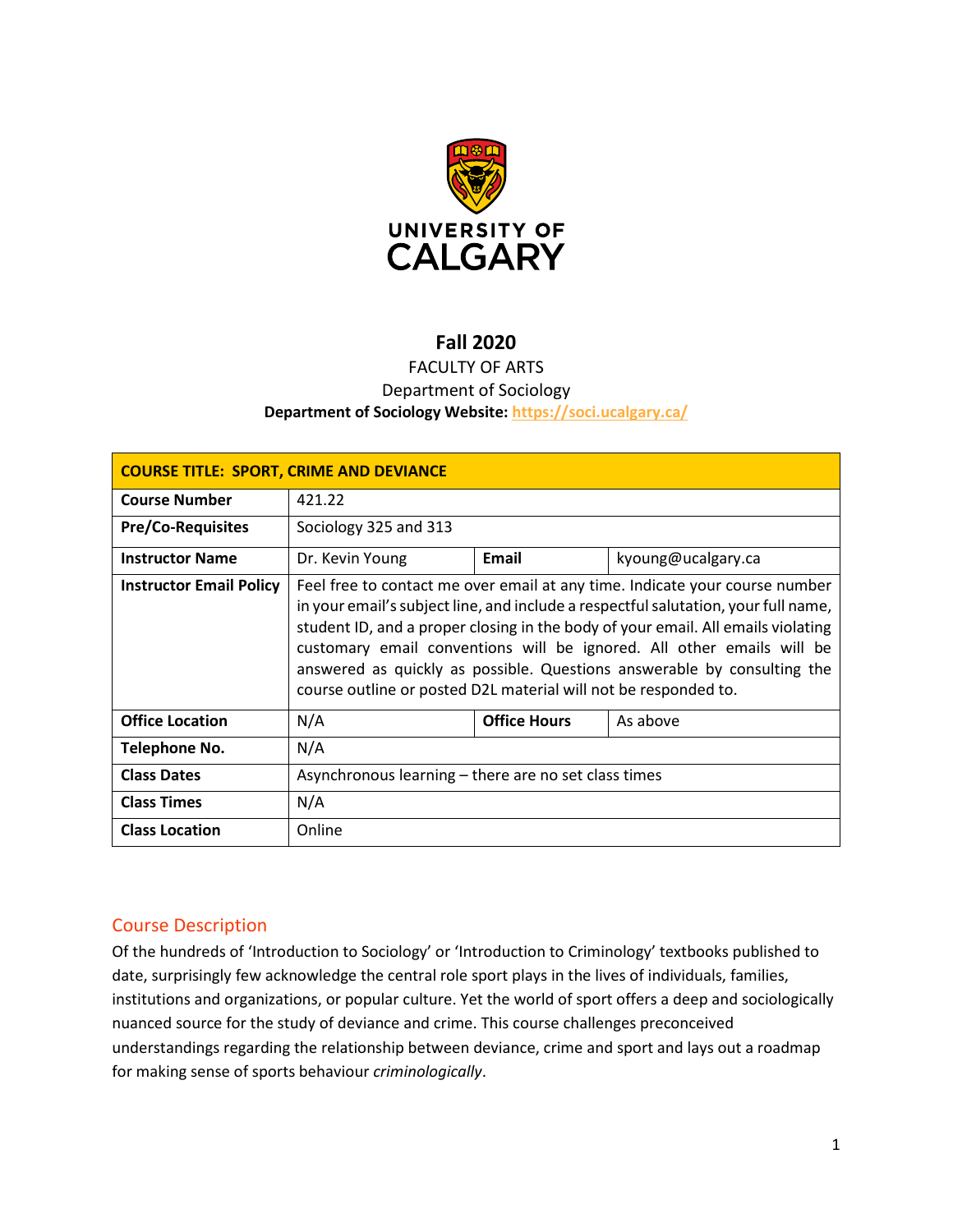UNIVERSITY OF CALGARY

# Fall 2020

FACULTY OF ARTS
Department of Sociology
**Department of Sociology Website:** https://soci.ucalgary.ca/

| COURSE TITLE: SPORT, CRIME AND DEVIANCE | | | |
|---|---|---|---|
| **Course Number** | 421.22 | | |
| **Pre/Co-Requisites** | Sociology 325 and 313 | | |
| **Instructor Name** | Dr. Kevin Young | **Email** | kyoung@ucalgary.ca |
| **Instructor Email Policy** | Feel free to contact me over email at any time. Indicate your course number in your email's subject line, and include a respectful salutation, your full name, student ID, and a proper closing in the body of your email. All emails violating customary email conventions will be ignored. All other emails will be answered as quickly as possible. Questions answerable by consulting the course outline or posted D2L material will not be responded to. | | |
| **Office Location** | N/A | **Office Hours** | As above |
| **Telephone No.** | N/A | | |
| **Class Dates** | Asynchronous learning – there are no set class times | | |
| **Class Times** | N/A | | |
| **Class Location** | Online | | |

## Course Description

Of the hundreds of 'Introduction to Sociology' or 'Introduction to Criminology' textbooks published to date, surprisingly few acknowledge the central role sport plays in the lives of individuals, families, institutions and organizations, or popular culture. Yet the world of sport offers a deep and sociologically nuanced source for the study of deviance and crime. This course challenges preconceived understandings regarding the relationship between deviance, crime and sport and lays out a roadmap for making sense of sports behaviour *criminologically*.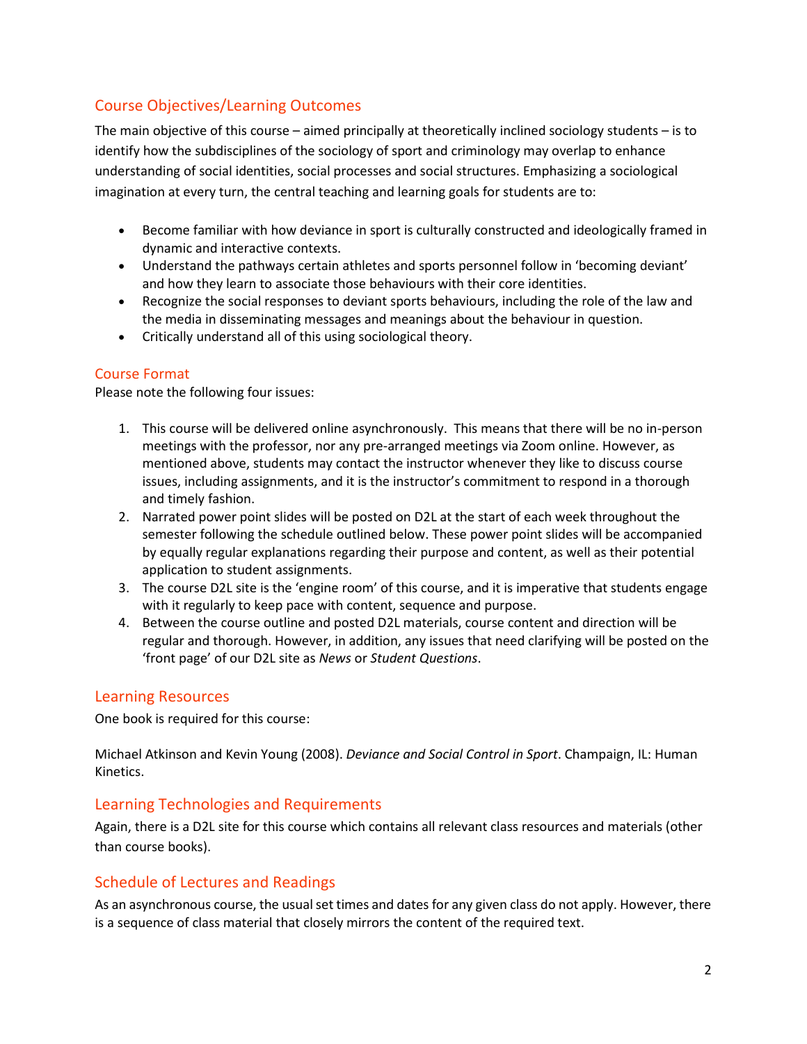## Course Objectives/Learning Outcomes

The main objective of this course – aimed principally at theoretically inclined sociology students – is to identify how the subdisciplines of the sociology of sport and criminology may overlap to enhance understanding of social identities, social processes and social structures. Emphasizing a sociological imagination at every turn, the central teaching and learning goals for students are to:

- Become familiar with how deviance in sport is culturally constructed and ideologically framed in dynamic and interactive contexts.
- Understand the pathways certain athletes and sports personnel follow in 'becoming deviant' and how they learn to associate those behaviours with their core identities.
- Recognize the social responses to deviant sports behaviours, including the role of the law and the media in disseminating messages and meanings about the behaviour in question.
- Critically understand all of this using sociological theory.

### Course Format

Please note the following four issues:

1. This course will be delivered online asynchronously. This means that there will be no in-person meetings with the professor, nor any pre-arranged meetings via Zoom online. However, as mentioned above, students may contact the instructor whenever they like to discuss course issues, including assignments, and it is the instructor's commitment to respond in a thorough and timely fashion.
2. Narrated power point slides will be posted on D2L at the start of each week throughout the semester following the schedule outlined below. These power point slides will be accompanied by equally regular explanations regarding their purpose and content, as well as their potential application to student assignments.
3. The course D2L site is the 'engine room' of this course, and it is imperative that students engage with it regularly to keep pace with content, sequence and purpose.
4. Between the course outline and posted D2L materials, course content and direction will be regular and thorough. However, in addition, any issues that need clarifying will be posted on the 'front page' of our D2L site as *News* or *Student Questions*.

## Learning Resources

One book is required for this course:

Michael Atkinson and Kevin Young (2008). *Deviance and Social Control in Sport*. Champaign, IL: Human Kinetics.

## Learning Technologies and Requirements

Again, there is a D2L site for this course which contains all relevant class resources and materials (other than course books).

## Schedule of Lectures and Readings

As an asynchronous course, the usual set times and dates for any given class do not apply. However, there is a sequence of class material that closely mirrors the content of the required text.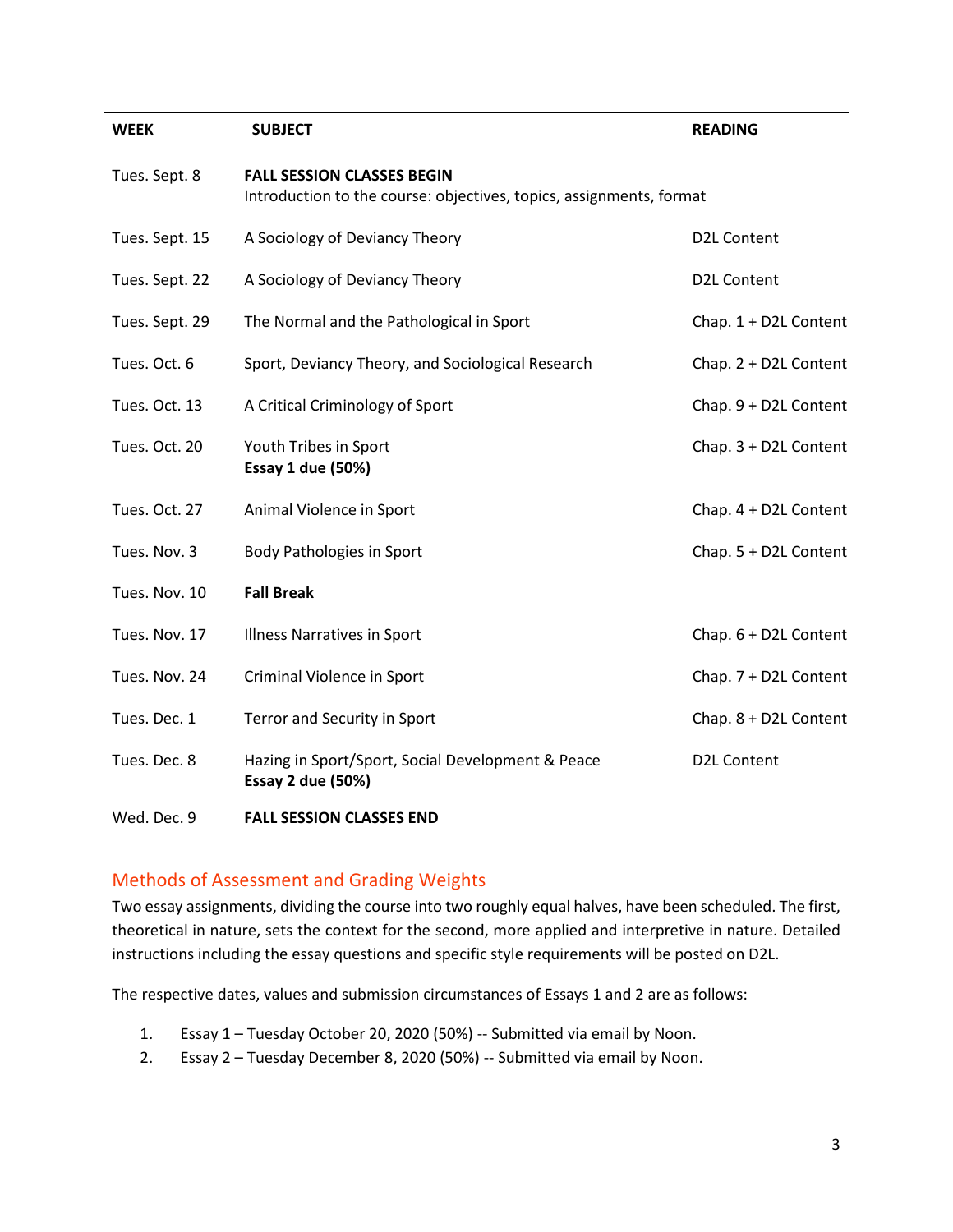| WEEK | SUBJECT | READING |
|---|---|---|
| Tues. Sept. 8 | **FALL SESSION CLASSES BEGIN**<br>Introduction to the course: objectives, topics, assignments, format | |
| Tues. Sept. 15 | A Sociology of Deviancy Theory | D2L Content |
| Tues. Sept. 22 | A Sociology of Deviancy Theory | D2L Content |
| Tues. Sept. 29 | The Normal and the Pathological in Sport | Chap. 1 + D2L Content |
| Tues. Oct. 6 | Sport, Deviancy Theory, and Sociological Research | Chap. 2 + D2L Content |
| Tues. Oct. 13 | A Critical Criminology of Sport | Chap. 9 + D2L Content |
| Tues. Oct. 20 | Youth Tribes in Sport<br>**Essay 1 due (50%)** | Chap. 3 + D2L Content |
| Tues. Oct. 27 | Animal Violence in Sport | Chap. 4 + D2L Content |
| Tues. Nov. 3 | Body Pathologies in Sport | Chap. 5 + D2L Content |
| Tues. Nov. 10 | **Fall Break** | |
| Tues. Nov. 17 | Illness Narratives in Sport | Chap. 6 + D2L Content |
| Tues. Nov. 24 | Criminal Violence in Sport | Chap. 7 + D2L Content |
| Tues. Dec. 1 | Terror and Security in Sport | Chap. 8 + D2L Content |
| Tues. Dec. 8 | Hazing in Sport/Sport, Social Development & Peace<br>**Essay 2 due (50%)** | D2L Content |
| Wed. Dec. 9 | **FALL SESSION CLASSES END** | |

## Methods of Assessment and Grading Weights

Two essay assignments, dividing the course into two roughly equal halves, have been scheduled. The first, theoretical in nature, sets the context for the second, more applied and interpretive in nature. Detailed instructions including the essay questions and specific style requirements will be posted on D2L.

The respective dates, values and submission circumstances of Essays 1 and 2 are as follows:

1. Essay 1 – Tuesday October 20, 2020 (50%) -- Submitted via email by Noon.
2. Essay 2 – Tuesday December 8, 2020 (50%) -- Submitted via email by Noon.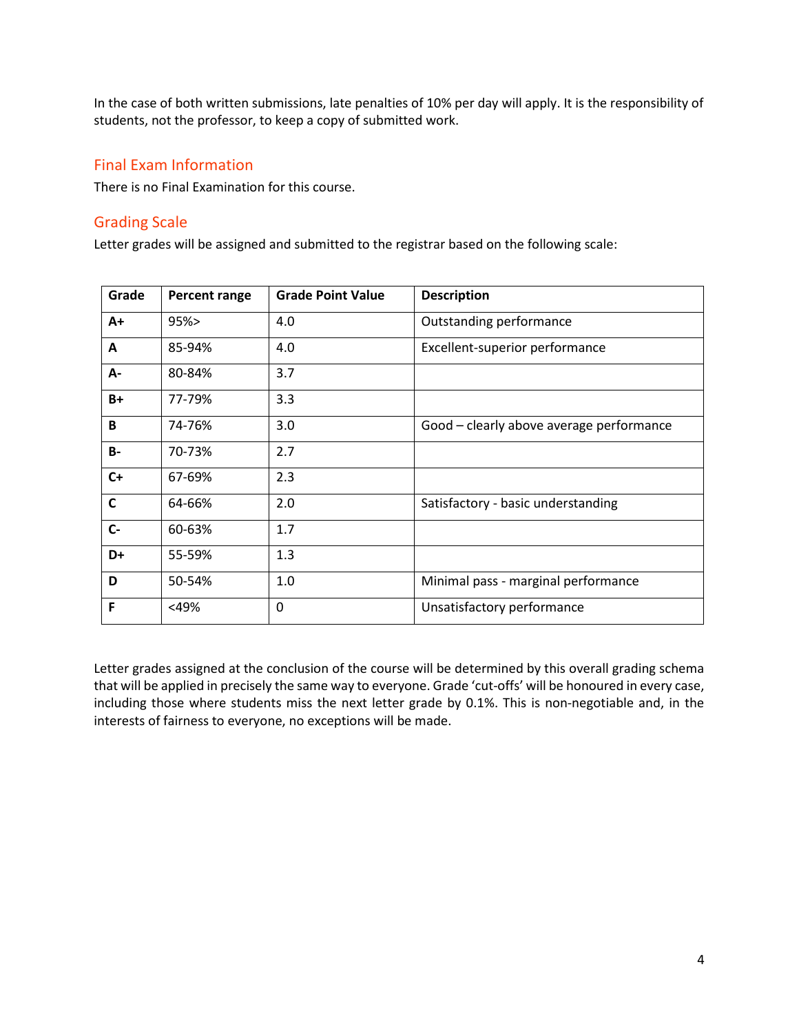In the case of both written submissions, late penalties of 10% per day will apply. It is the responsibility of students, not the professor, to keep a copy of submitted work.

## Final Exam Information

There is no Final Examination for this course.

## Grading Scale

Letter grades will be assigned and submitted to the registrar based on the following scale:

| Grade | Percent range | Grade Point Value | Description |
|---|---|---|---|
| **A+** | 95%> | 4.0 | Outstanding performance |
| **A** | 85-94% | 4.0 | Excellent-superior performance |
| **A-** | 80-84% | 3.7 | |
| **B+** | 77-79% | 3.3 | |
| **B** | 74-76% | 3.0 | Good – clearly above average performance |
| **B-** | 70-73% | 2.7 | |
| **C+** | 67-69% | 2.3 | |
| **C** | 64-66% | 2.0 | Satisfactory - basic understanding |
| **C-** | 60-63% | 1.7 | |
| **D+** | 55-59% | 1.3 | |
| **D** | 50-54% | 1.0 | Minimal pass - marginal performance |
| **F** | <49% | 0 | Unsatisfactory performance |

Letter grades assigned at the conclusion of the course will be determined by this overall grading schema that will be applied in precisely the same way to everyone. Grade 'cut-offs' will be honoured in every case, including those where students miss the next letter grade by 0.1%. This is non-negotiable and, in the interests of fairness to everyone, no exceptions will be made.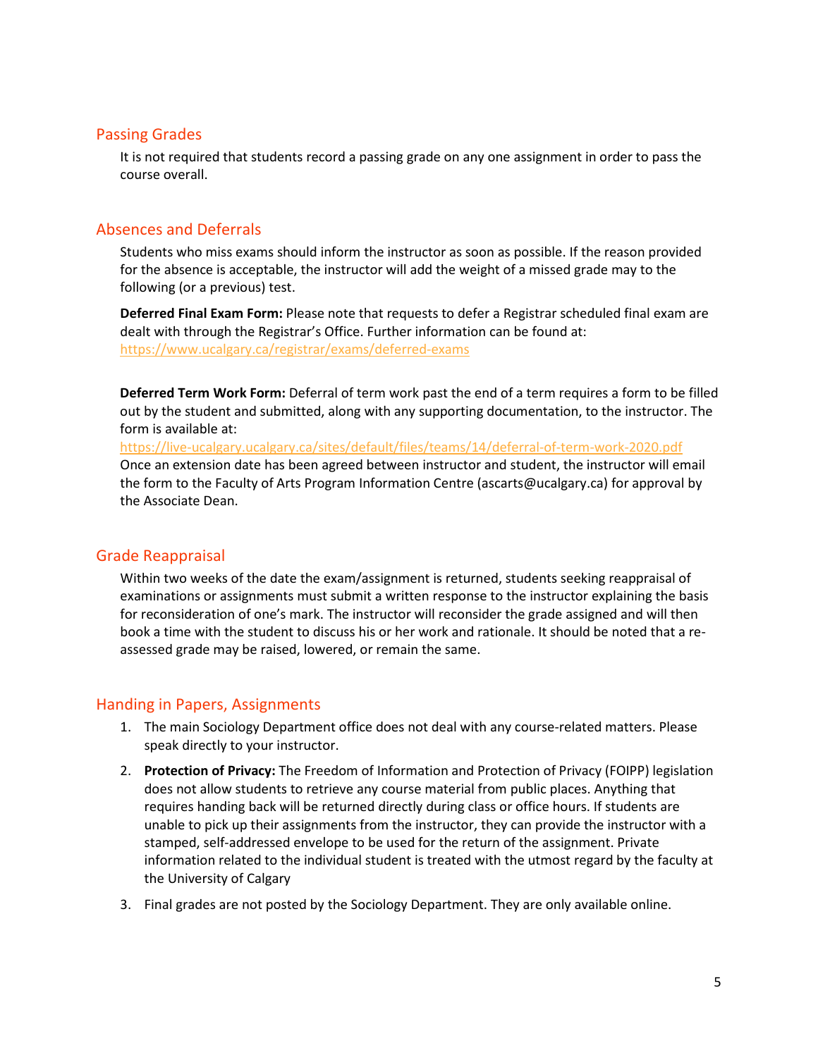## Passing Grades

It is not required that students record a passing grade on any one assignment in order to pass the course overall.

## Absences and Deferrals

Students who miss exams should inform the instructor as soon as possible. If the reason provided for the absence is acceptable, the instructor will add the weight of a missed grade may to the following (or a previous) test.

**Deferred Final Exam Form:** Please note that requests to defer a Registrar scheduled final exam are dealt with through the Registrar's Office. Further information can be found at: https://www.ucalgary.ca/registrar/exams/deferred-exams

**Deferred Term Work Form:** Deferral of term work past the end of a term requires a form to be filled out by the student and submitted, along with any supporting documentation, to the instructor. The form is available at:
https://live-ucalgary.ucalgary.ca/sites/default/files/teams/14/deferral-of-term-work-2020.pdf
Once an extension date has been agreed between instructor and student, the instructor will email the form to the Faculty of Arts Program Information Centre (ascarts@ucalgary.ca) for approval by the Associate Dean.

## Grade Reappraisal

Within two weeks of the date the exam/assignment is returned, students seeking reappraisal of examinations or assignments must submit a written response to the instructor explaining the basis for reconsideration of one's mark. The instructor will reconsider the grade assigned and will then book a time with the student to discuss his or her work and rationale. It should be noted that a re-assessed grade may be raised, lowered, or remain the same.

## Handing in Papers, Assignments

1. The main Sociology Department office does not deal with any course-related matters. Please speak directly to your instructor.
2. **Protection of Privacy:** The Freedom of Information and Protection of Privacy (FOIPP) legislation does not allow students to retrieve any course material from public places. Anything that requires handing back will be returned directly during class or office hours. If students are unable to pick up their assignments from the instructor, they can provide the instructor with a stamped, self-addressed envelope to be used for the return of the assignment. Private information related to the individual student is treated with the utmost regard by the faculty at the University of Calgary
3. Final grades are not posted by the Sociology Department. They are only available online.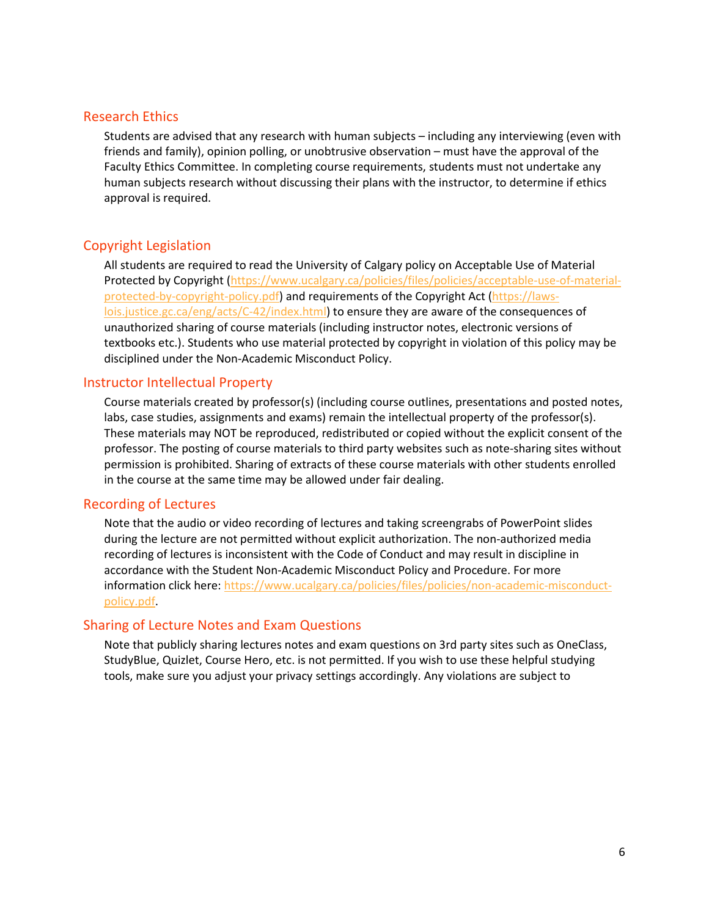## Research Ethics

Students are advised that any research with human subjects – including any interviewing (even with friends and family), opinion polling, or unobtrusive observation – must have the approval of the Faculty Ethics Committee. In completing course requirements, students must not undertake any human subjects research without discussing their plans with the instructor, to determine if ethics approval is required.

## Copyright Legislation

All students are required to read the University of Calgary policy on Acceptable Use of Material Protected by Copyright (https://www.ucalgary.ca/policies/files/policies/acceptable-use-of-material-protected-by-copyright-policy.pdf) and requirements of the Copyright Act (https://laws-lois.justice.gc.ca/eng/acts/C-42/index.html) to ensure they are aware of the consequences of unauthorized sharing of course materials (including instructor notes, electronic versions of textbooks etc.). Students who use material protected by copyright in violation of this policy may be disciplined under the Non-Academic Misconduct Policy.

## Instructor Intellectual Property

Course materials created by professor(s) (including course outlines, presentations and posted notes, labs, case studies, assignments and exams) remain the intellectual property of the professor(s). These materials may NOT be reproduced, redistributed or copied without the explicit consent of the professor. The posting of course materials to third party websites such as note-sharing sites without permission is prohibited. Sharing of extracts of these course materials with other students enrolled in the course at the same time may be allowed under fair dealing.

## Recording of Lectures

Note that the audio or video recording of lectures and taking screengrabs of PowerPoint slides during the lecture are not permitted without explicit authorization. The non-authorized media recording of lectures is inconsistent with the Code of Conduct and may result in discipline in accordance with the Student Non-Academic Misconduct Policy and Procedure. For more information click here: https://www.ucalgary.ca/policies/files/policies/non-academic-misconduct-policy.pdf.

## Sharing of Lecture Notes and Exam Questions

Note that publicly sharing lectures notes and exam questions on 3rd party sites such as OneClass, StudyBlue, Quizlet, Course Hero, etc. is not permitted. If you wish to use these helpful studying tools, make sure you adjust your privacy settings accordingly. Any violations are subject to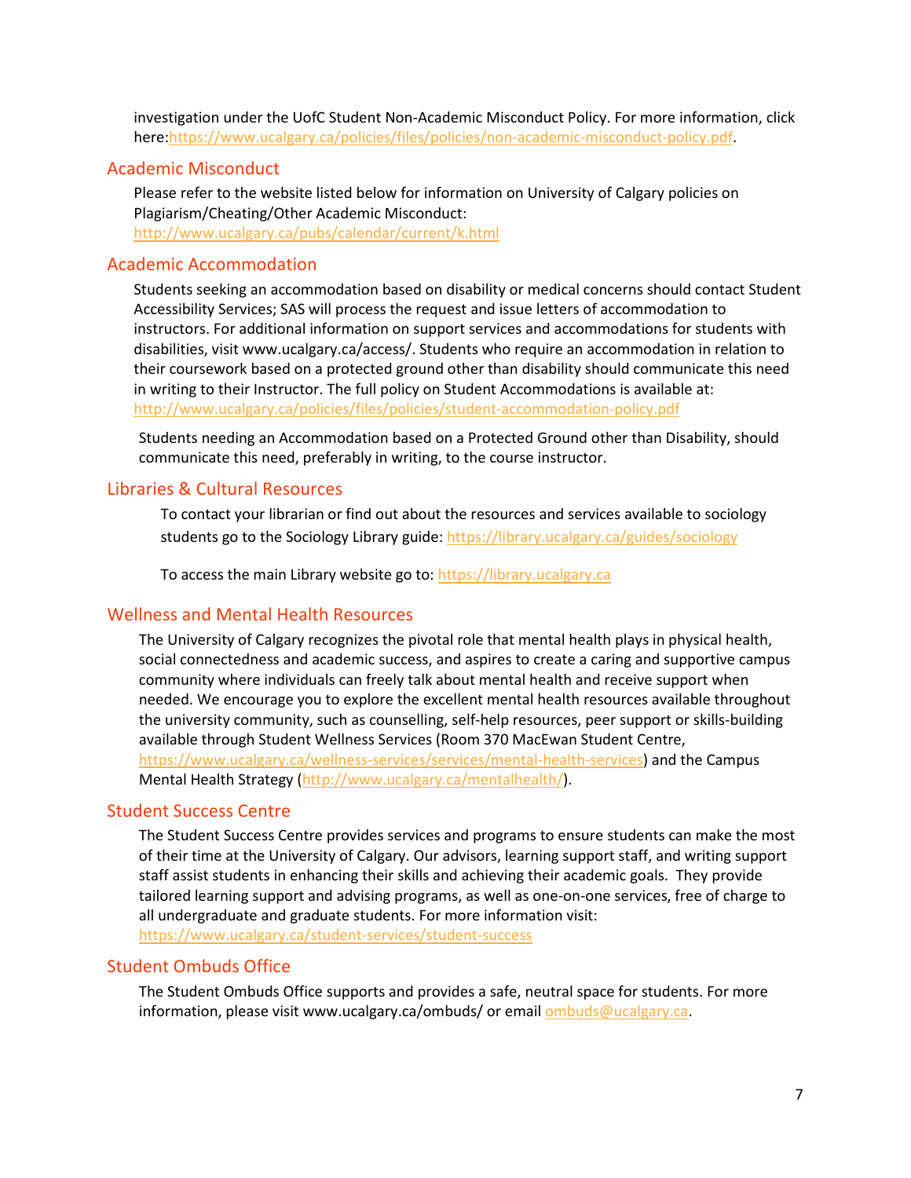investigation under the UofC Student Non-Academic Misconduct Policy. For more information, click here:https://www.ucalgary.ca/policies/files/policies/non-academic-misconduct-policy.pdf.

## Academic Misconduct

Please refer to the website listed below for information on University of Calgary policies on Plagiarism/Cheating/Other Academic Misconduct:
http://www.ucalgary.ca/pubs/calendar/current/k.html

## Academic Accommodation

Students seeking an accommodation based on disability or medical concerns should contact Student Accessibility Services; SAS will process the request and issue letters of accommodation to instructors. For additional information on support services and accommodations for students with disabilities, visit www.ucalgary.ca/access/. Students who require an accommodation in relation to their coursework based on a protected ground other than disability should communicate this need in writing to their Instructor. The full policy on Student Accommodations is available at:
http://www.ucalgary.ca/policies/files/policies/student-accommodation-policy.pdf

Students needing an Accommodation based on a Protected Ground other than Disability, should communicate this need, preferably in writing, to the course instructor.

## Libraries & Cultural Resources

To contact your librarian or find out about the resources and services available to sociology students go to the Sociology Library guide: https://library.ucalgary.ca/guides/sociology

To access the main Library website go to: https://library.ucalgary.ca

## Wellness and Mental Health Resources

The University of Calgary recognizes the pivotal role that mental health plays in physical health, social connectedness and academic success, and aspires to create a caring and supportive campus community where individuals can freely talk about mental health and receive support when needed. We encourage you to explore the excellent mental health resources available throughout the university community, such as counselling, self-help resources, peer support or skills-building available through Student Wellness Services (Room 370 MacEwan Student Centre, https://www.ucalgary.ca/wellness-services/services/mental-health-services) and the Campus Mental Health Strategy (http://www.ucalgary.ca/mentalhealth/).

## Student Success Centre

The Student Success Centre provides services and programs to ensure students can make the most of their time at the University of Calgary. Our advisors, learning support staff, and writing support staff assist students in enhancing their skills and achieving their academic goals. They provide tailored learning support and advising programs, as well as one-on-one services, free of charge to all undergraduate and graduate students. For more information visit:
https://www.ucalgary.ca/student-services/student-success

## Student Ombuds Office

The Student Ombuds Office supports and provides a safe, neutral space for students. For more information, please visit www.ucalgary.ca/ombuds/ or email ombuds@ucalgary.ca.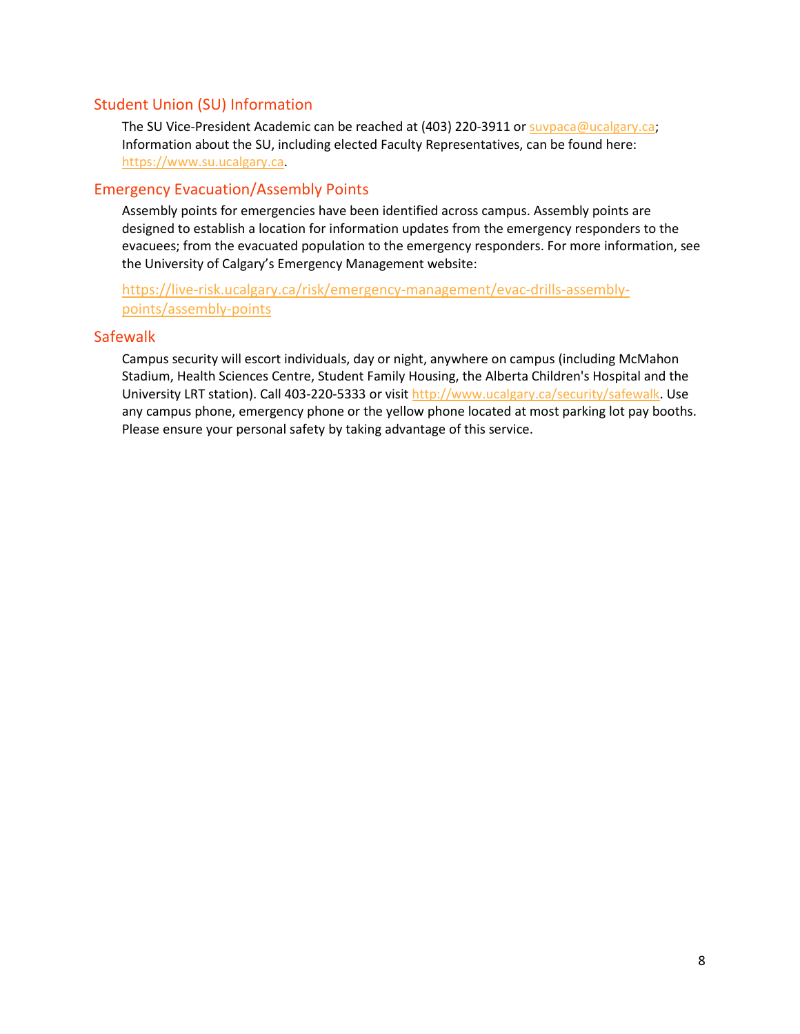## Student Union (SU) Information

The SU Vice-President Academic can be reached at (403) 220-3911 or suvpaca@ucalgary.ca; Information about the SU, including elected Faculty Representatives, can be found here: https://www.su.ucalgary.ca.

## Emergency Evacuation/Assembly Points

Assembly points for emergencies have been identified across campus. Assembly points are designed to establish a location for information updates from the emergency responders to the evacuees; from the evacuated population to the emergency responders. For more information, see the University of Calgary's Emergency Management website:

https://live-risk.ucalgary.ca/risk/emergency-management/evac-drills-assembly-points/assembly-points

## Safewalk

Campus security will escort individuals, day or night, anywhere on campus (including McMahon Stadium, Health Sciences Centre, Student Family Housing, the Alberta Children's Hospital and the University LRT station). Call 403-220-5333 or visit http://www.ucalgary.ca/security/safewalk. Use any campus phone, emergency phone or the yellow phone located at most parking lot pay booths. Please ensure your personal safety by taking advantage of this service.